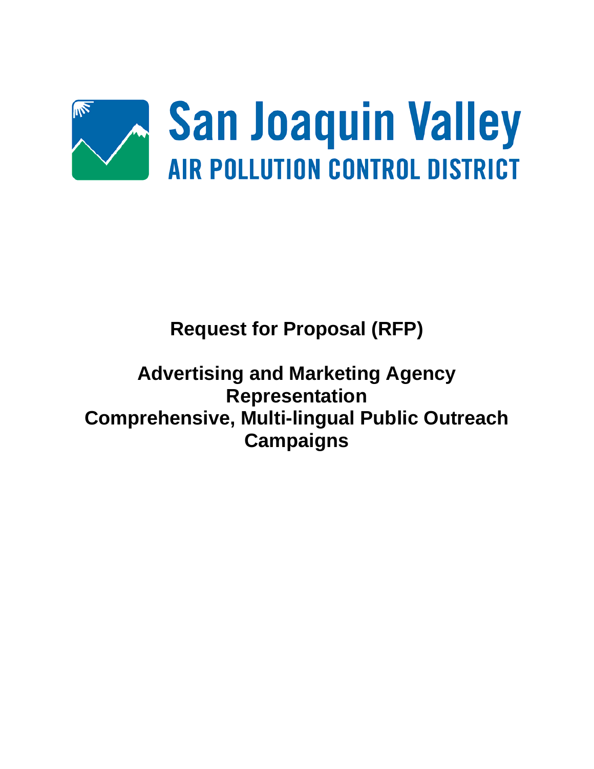# San Joaquin Valley

## AIR POLLUTION CONTROL DISTRICT

**Request for Proposal (RFP)**

**Advertising and Marketing Agency Representation**
**Comprehensive, Multi-lingual Public Outreach Campaigns**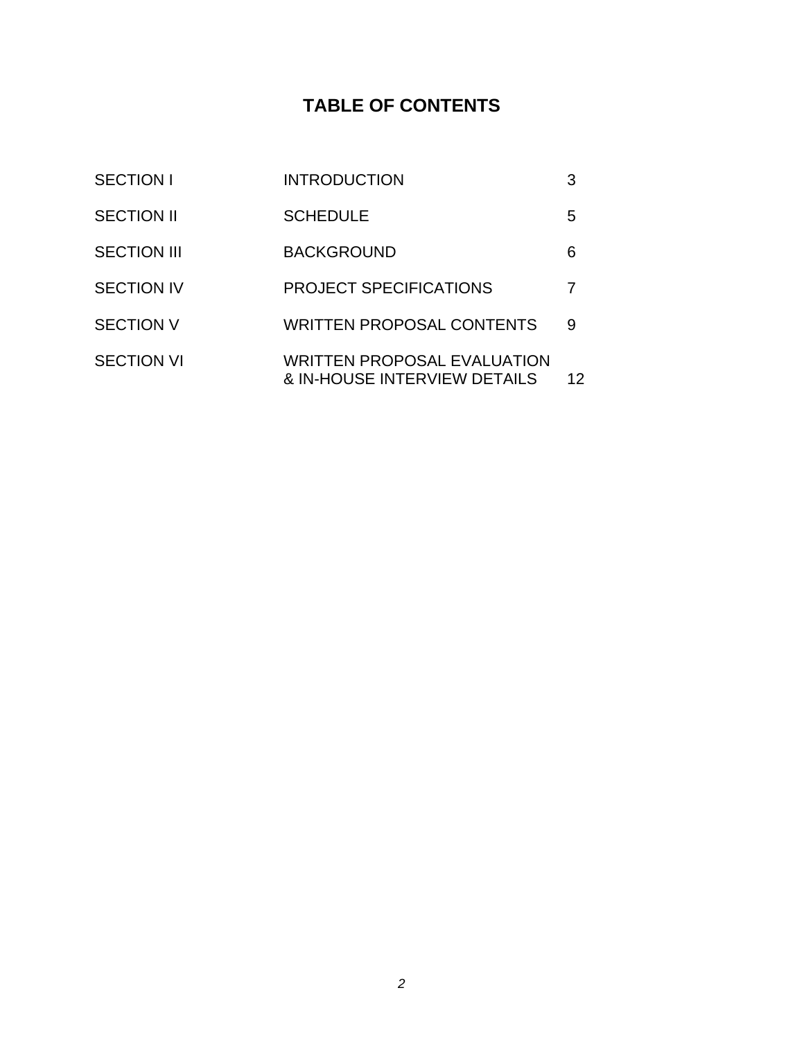# TABLE OF CONTENTS

| | | |
|---|---|---|
| SECTION I | INTRODUCTION | 3 |
| SECTION II | SCHEDULE | 5 |
| SECTION III | BACKGROUND | 6 |
| SECTION IV | PROJECT SPECIFICATIONS | 7 |
| SECTION V | WRITTEN PROPOSAL CONTENTS | 9 |
| SECTION VI | WRITTEN PROPOSAL EVALUATION & IN-HOUSE INTERVIEW DETAILS | 12 |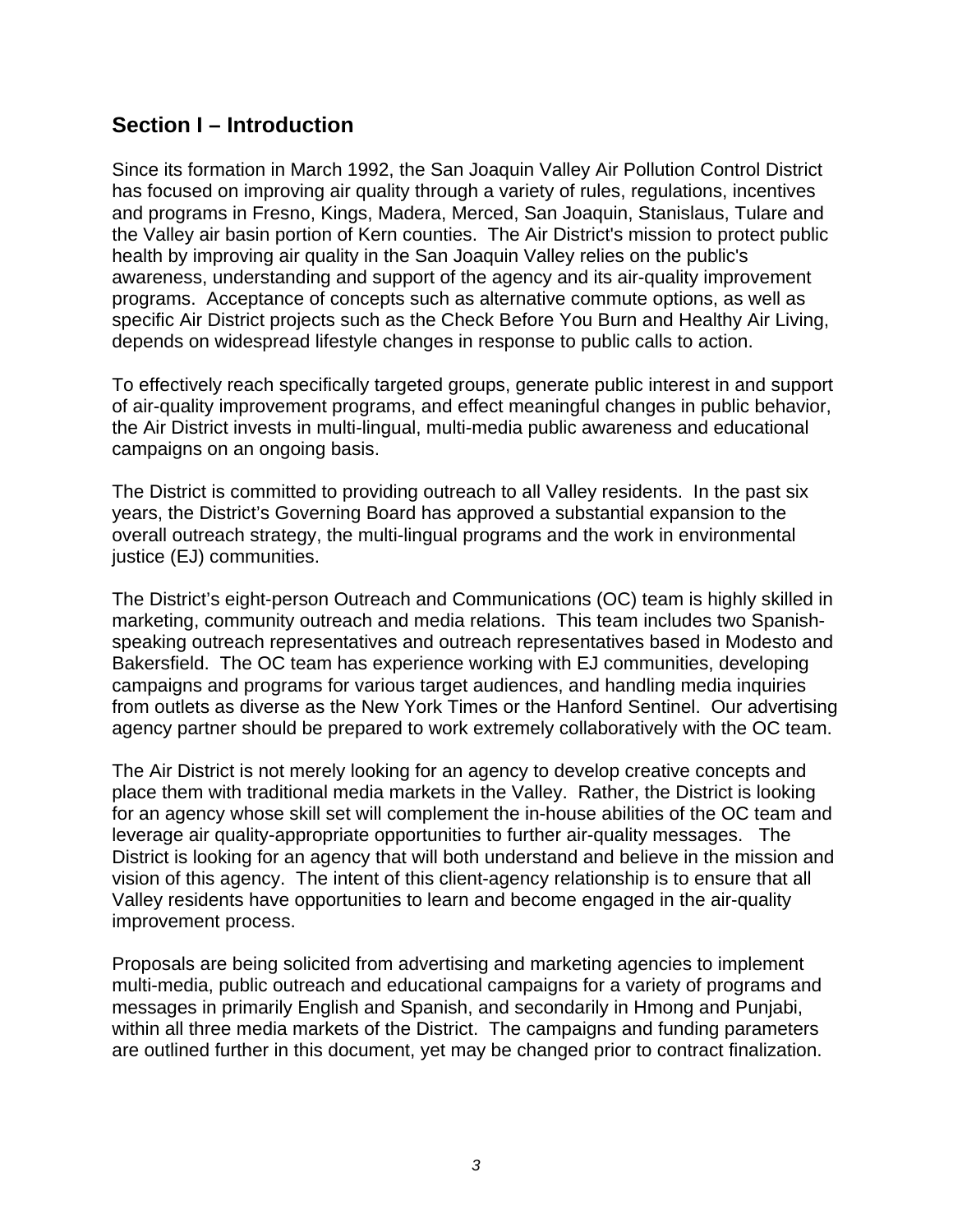## Section I – Introduction

Since its formation in March 1992, the San Joaquin Valley Air Pollution Control District has focused on improving air quality through a variety of rules, regulations, incentives and programs in Fresno, Kings, Madera, Merced, San Joaquin, Stanislaus, Tulare and the Valley air basin portion of Kern counties. The Air District's mission to protect public health by improving air quality in the San Joaquin Valley relies on the public's awareness, understanding and support of the agency and its air-quality improvement programs. Acceptance of concepts such as alternative commute options, as well as specific Air District projects such as the Check Before You Burn and Healthy Air Living, depends on widespread lifestyle changes in response to public calls to action.

To effectively reach specifically targeted groups, generate public interest in and support of air-quality improvement programs, and effect meaningful changes in public behavior, the Air District invests in multi-lingual, multi-media public awareness and educational campaigns on an ongoing basis.

The District is committed to providing outreach to all Valley residents. In the past six years, the District's Governing Board has approved a substantial expansion to the overall outreach strategy, the multi-lingual programs and the work in environmental justice (EJ) communities.

The District's eight-person Outreach and Communications (OC) team is highly skilled in marketing, community outreach and media relations. This team includes two Spanish-speaking outreach representatives and outreach representatives based in Modesto and Bakersfield. The OC team has experience working with EJ communities, developing campaigns and programs for various target audiences, and handling media inquiries from outlets as diverse as the New York Times or the Hanford Sentinel. Our advertising agency partner should be prepared to work extremely collaboratively with the OC team.

The Air District is not merely looking for an agency to develop creative concepts and place them with traditional media markets in the Valley. Rather, the District is looking for an agency whose skill set will complement the in-house abilities of the OC team and leverage air quality-appropriate opportunities to further air-quality messages. The District is looking for an agency that will both understand and believe in the mission and vision of this agency. The intent of this client-agency relationship is to ensure that all Valley residents have opportunities to learn and become engaged in the air-quality improvement process.

Proposals are being solicited from advertising and marketing agencies to implement multi-media, public outreach and educational campaigns for a variety of programs and messages in primarily English and Spanish, and secondarily in Hmong and Punjabi, within all three media markets of the District. The campaigns and funding parameters are outlined further in this document, yet may be changed prior to contract finalization.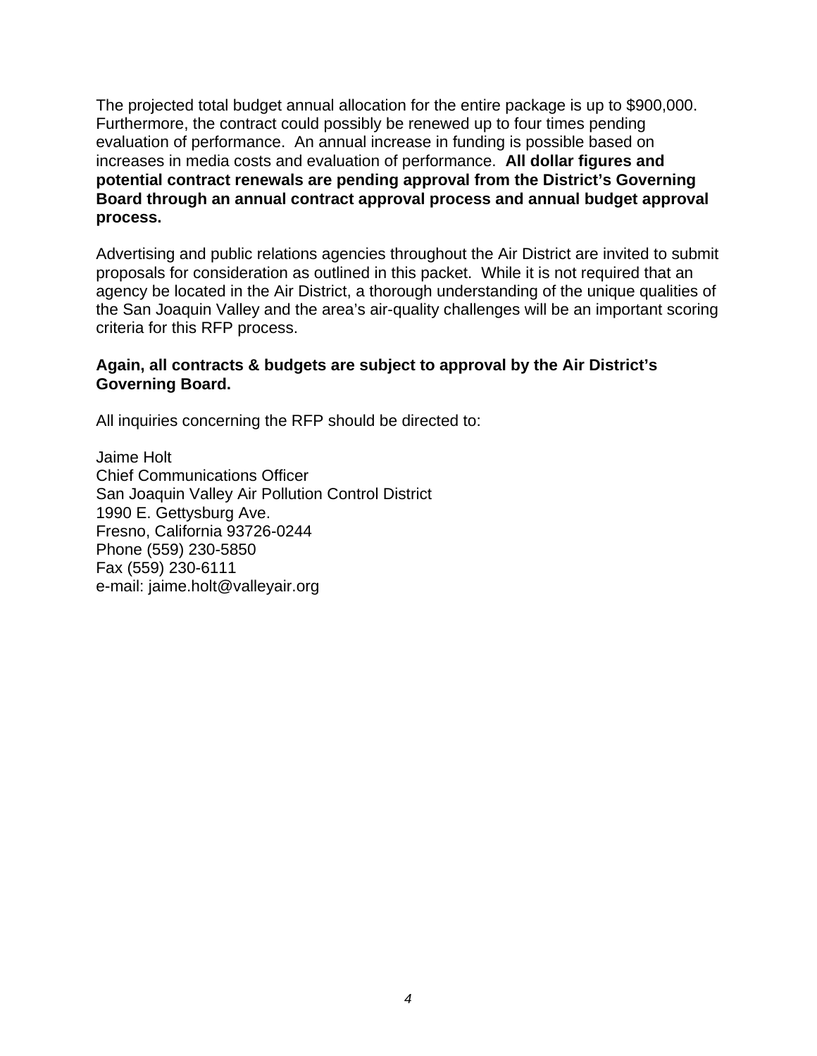The projected total budget annual allocation for the entire package is up to $900,000. Furthermore, the contract could possibly be renewed up to four times pending evaluation of performance. An annual increase in funding is possible based on increases in media costs and evaluation of performance. **All dollar figures and potential contract renewals are pending approval from the District's Governing Board through an annual contract approval process and annual budget approval process.**

Advertising and public relations agencies throughout the Air District are invited to submit proposals for consideration as outlined in this packet. While it is not required that an agency be located in the Air District, a thorough understanding of the unique qualities of the San Joaquin Valley and the area's air-quality challenges will be an important scoring criteria for this RFP process.

**Again, all contracts & budgets are subject to approval by the Air District's Governing Board.**

All inquiries concerning the RFP should be directed to:

Jaime Holt
Chief Communications Officer
San Joaquin Valley Air Pollution Control District
1990 E. Gettysburg Ave.
Fresno, California 93726-0244
Phone (559) 230-5850
Fax (559) 230-6111
e-mail: jaime.holt@valleyair.org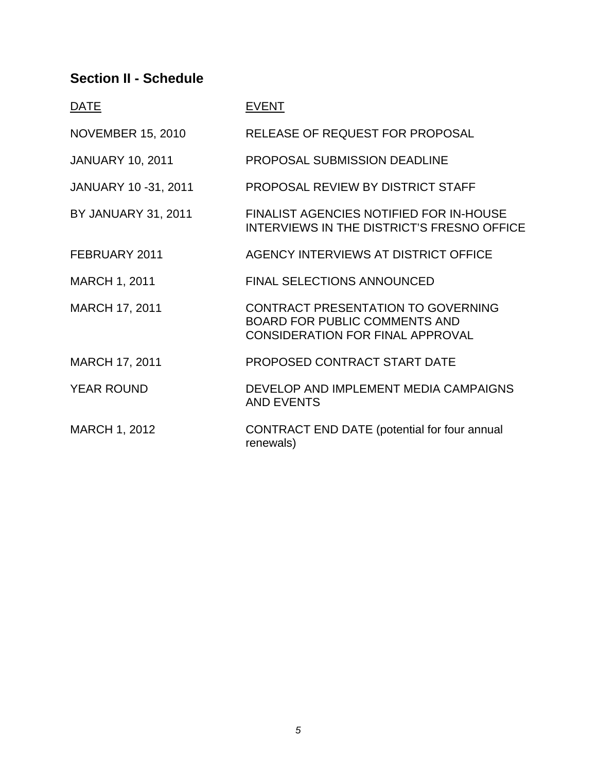## Section II - Schedule

| DATE | EVENT |
|---|---|
| NOVEMBER 15, 2010 | RELEASE OF REQUEST FOR PROPOSAL |
| JANUARY 10, 2011 | PROPOSAL SUBMISSION DEADLINE |
| JANUARY 10 -31, 2011 | PROPOSAL REVIEW BY DISTRICT STAFF |
| BY JANUARY 31, 2011 | FINALIST AGENCIES NOTIFIED FOR IN-HOUSE INTERVIEWS IN THE DISTRICT'S FRESNO OFFICE |
| FEBRUARY 2011 | AGENCY INTERVIEWS AT DISTRICT OFFICE |
| MARCH 1, 2011 | FINAL SELECTIONS ANNOUNCED |
| MARCH 17, 2011 | CONTRACT PRESENTATION TO GOVERNING BOARD FOR PUBLIC COMMENTS AND CONSIDERATION FOR FINAL APPROVAL |
| MARCH 17, 2011 | PROPOSED CONTRACT START DATE |
| YEAR ROUND | DEVELOP AND IMPLEMENT MEDIA CAMPAIGNS AND EVENTS |
| MARCH 1, 2012 | CONTRACT END DATE (potential for four annual renewals) |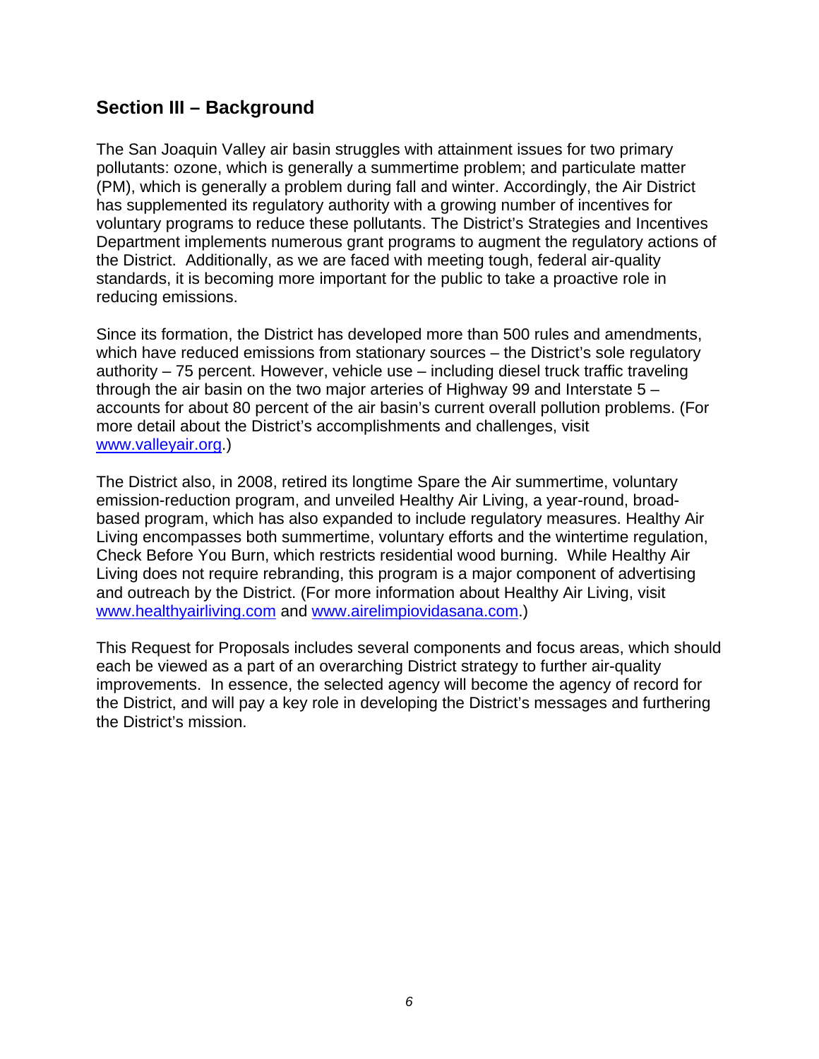## Section III – Background

The San Joaquin Valley air basin struggles with attainment issues for two primary pollutants: ozone, which is generally a summertime problem; and particulate matter (PM), which is generally a problem during fall and winter. Accordingly, the Air District has supplemented its regulatory authority with a growing number of incentives for voluntary programs to reduce these pollutants. The District's Strategies and Incentives Department implements numerous grant programs to augment the regulatory actions of the District. Additionally, as we are faced with meeting tough, federal air-quality standards, it is becoming more important for the public to take a proactive role in reducing emissions.

Since its formation, the District has developed more than 500 rules and amendments, which have reduced emissions from stationary sources – the District's sole regulatory authority – 75 percent. However, vehicle use – including diesel truck traffic traveling through the air basin on the two major arteries of Highway 99 and Interstate 5 – accounts for about 80 percent of the air basin's current overall pollution problems. (For more detail about the District's accomplishments and challenges, visit [www.valleyair.org](http://www.valleyair.org).)

The District also, in 2008, retired its longtime Spare the Air summertime, voluntary emission-reduction program, and unveiled Healthy Air Living, a year-round, broad-based program, which has also expanded to include regulatory measures. Healthy Air Living encompasses both summertime, voluntary efforts and the wintertime regulation, Check Before You Burn, which restricts residential wood burning. While Healthy Air Living does not require rebranding, this program is a major component of advertising and outreach by the District. (For more information about Healthy Air Living, visit [www.healthyairliving.com](http://www.healthyairliving.com) and [www.airelimpiovidasana.com](http://www.airelimpiovidasana.com).)

This Request for Proposals includes several components and focus areas, which should each be viewed as a part of an overarching District strategy to further air-quality improvements. In essence, the selected agency will become the agency of record for the District, and will pay a key role in developing the District's messages and furthering the District's mission.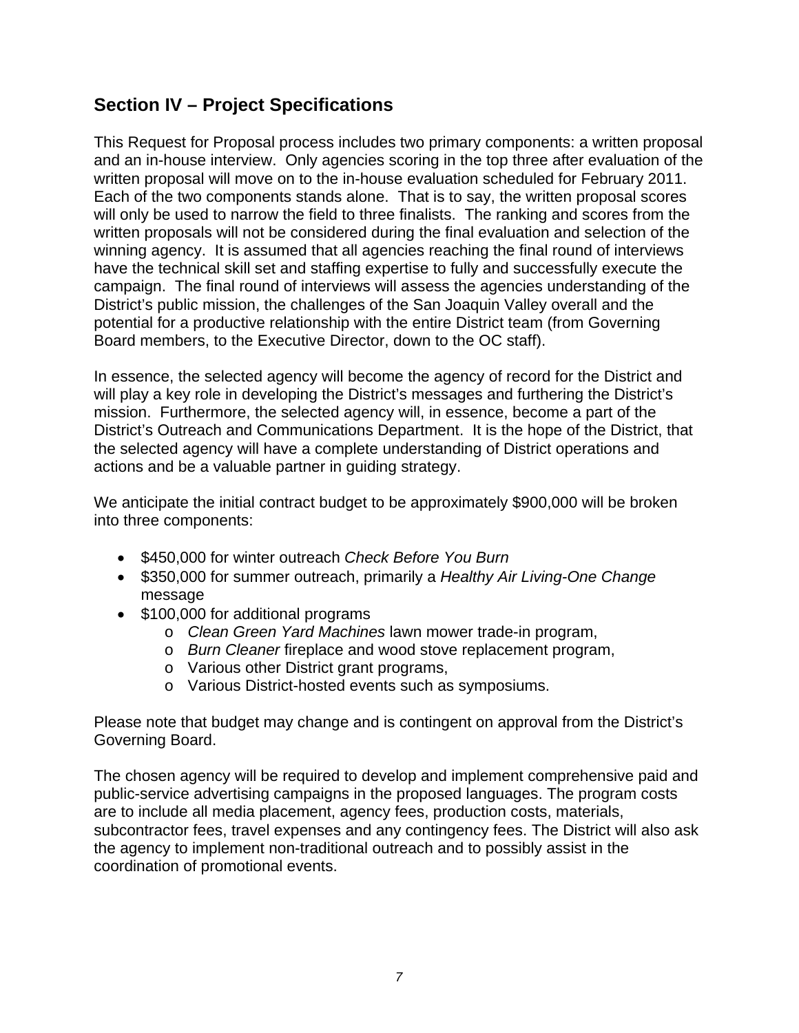## Section IV – Project Specifications

This Request for Proposal process includes two primary components: a written proposal and an in-house interview. Only agencies scoring in the top three after evaluation of the written proposal will move on to the in-house evaluation scheduled for February 2011. Each of the two components stands alone. That is to say, the written proposal scores will only be used to narrow the field to three finalists. The ranking and scores from the written proposals will not be considered during the final evaluation and selection of the winning agency. It is assumed that all agencies reaching the final round of interviews have the technical skill set and staffing expertise to fully and successfully execute the campaign. The final round of interviews will assess the agencies understanding of the District's public mission, the challenges of the San Joaquin Valley overall and the potential for a productive relationship with the entire District team (from Governing Board members, to the Executive Director, down to the OC staff).

In essence, the selected agency will become the agency of record for the District and will play a key role in developing the District's messages and furthering the District's mission. Furthermore, the selected agency will, in essence, become a part of the District's Outreach and Communications Department. It is the hope of the District, that the selected agency will have a complete understanding of District operations and actions and be a valuable partner in guiding strategy.

We anticipate the initial contract budget to be approximately $900,000 will be broken into three components:

- $450,000 for winter outreach *Check Before You Burn*
- $350,000 for summer outreach, primarily a *Healthy Air Living-One Change* message
- $100,000 for additional programs
  - *Clean Green Yard Machines* lawn mower trade-in program,
  - *Burn Cleaner* fireplace and wood stove replacement program,
  - Various other District grant programs,
  - Various District-hosted events such as symposiums.

Please note that budget may change and is contingent on approval from the District's Governing Board.

The chosen agency will be required to develop and implement comprehensive paid and public-service advertising campaigns in the proposed languages. The program costs are to include all media placement, agency fees, production costs, materials, subcontractor fees, travel expenses and any contingency fees. The District will also ask the agency to implement non-traditional outreach and to possibly assist in the coordination of promotional events.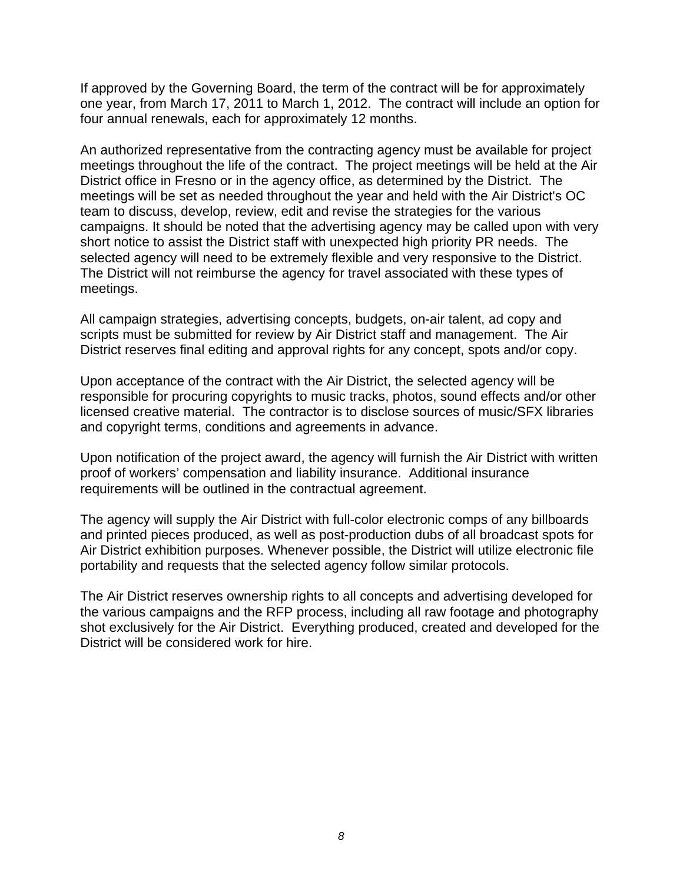If approved by the Governing Board, the term of the contract will be for approximately one year, from March 17, 2011 to March 1, 2012. The contract will include an option for four annual renewals, each for approximately 12 months.

An authorized representative from the contracting agency must be available for project meetings throughout the life of the contract. The project meetings will be held at the Air District office in Fresno or in the agency office, as determined by the District. The meetings will be set as needed throughout the year and held with the Air District's OC team to discuss, develop, review, edit and revise the strategies for the various campaigns. It should be noted that the advertising agency may be called upon with very short notice to assist the District staff with unexpected high priority PR needs. The selected agency will need to be extremely flexible and very responsive to the District. The District will not reimburse the agency for travel associated with these types of meetings.

All campaign strategies, advertising concepts, budgets, on-air talent, ad copy and scripts must be submitted for review by Air District staff and management. The Air District reserves final editing and approval rights for any concept, spots and/or copy.

Upon acceptance of the contract with the Air District, the selected agency will be responsible for procuring copyrights to music tracks, photos, sound effects and/or other licensed creative material. The contractor is to disclose sources of music/SFX libraries and copyright terms, conditions and agreements in advance.

Upon notification of the project award, the agency will furnish the Air District with written proof of workers' compensation and liability insurance. Additional insurance requirements will be outlined in the contractual agreement.

The agency will supply the Air District with full-color electronic comps of any billboards and printed pieces produced, as well as post-production dubs of all broadcast spots for Air District exhibition purposes. Whenever possible, the District will utilize electronic file portability and requests that the selected agency follow similar protocols.

The Air District reserves ownership rights to all concepts and advertising developed for the various campaigns and the RFP process, including all raw footage and photography shot exclusively for the Air District. Everything produced, created and developed for the District will be considered work for hire.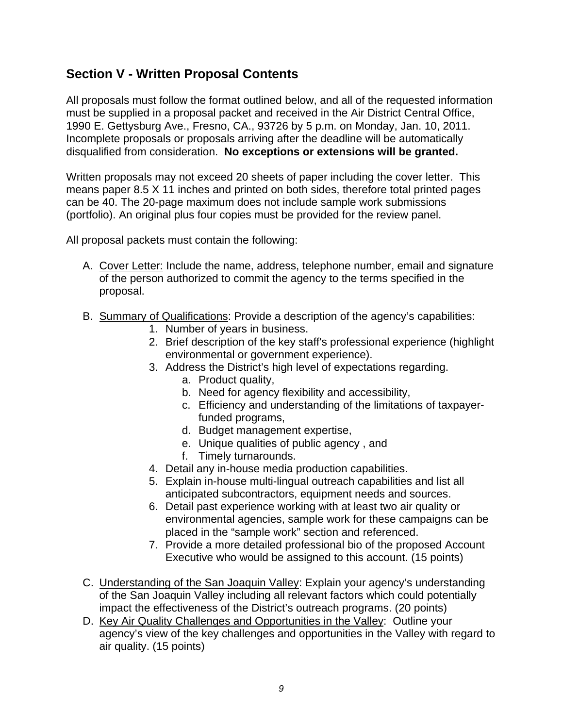## Section V - Written Proposal Contents

All proposals must follow the format outlined below, and all of the requested information must be supplied in a proposal packet and received in the Air District Central Office, 1990 E. Gettysburg Ave., Fresno, CA., 93726 by 5 p.m. on Monday, Jan. 10, 2011. Incomplete proposals or proposals arriving after the deadline will be automatically disqualified from consideration. **No exceptions or extensions will be granted.**

Written proposals may not exceed 20 sheets of paper including the cover letter. This means paper 8.5 X 11 inches and printed on both sides, therefore total printed pages can be 40. The 20-page maximum does not include sample work submissions (portfolio). An original plus four copies must be provided for the review panel.

All proposal packets must contain the following:

A. <u>Cover Letter:</u> Include the name, address, telephone number, email and signature of the person authorized to commit the agency to the terms specified in the proposal.

B. <u>Summary of Qualifications</u>: Provide a description of the agency's capabilities:
   1. Number of years in business.
   2. Brief description of the key staff's professional experience (highlight environmental or government experience).
   3. Address the District's high level of expectations regarding.
      a. Product quality,
      b. Need for agency flexibility and accessibility,
      c. Efficiency and understanding of the limitations of taxpayer-funded programs,
      d. Budget management expertise,
      e. Unique qualities of public agency , and
      f. Timely turnarounds.
   4. Detail any in-house media production capabilities.
   5. Explain in-house multi-lingual outreach capabilities and list all anticipated subcontractors, equipment needs and sources.
   6. Detail past experience working with at least two air quality or environmental agencies, sample work for these campaigns can be placed in the "sample work" section and referenced.
   7. Provide a more detailed professional bio of the proposed Account Executive who would be assigned to this account. (15 points)

C. <u>Understanding of the San Joaquin Valley</u>: Explain your agency's understanding of the San Joaquin Valley including all relevant factors which could potentially impact the effectiveness of the District's outreach programs. (20 points)

D. <u>Key Air Quality Challenges and Opportunities in the Valley</u>: Outline your agency's view of the key challenges and opportunities in the Valley with regard to air quality. (15 points)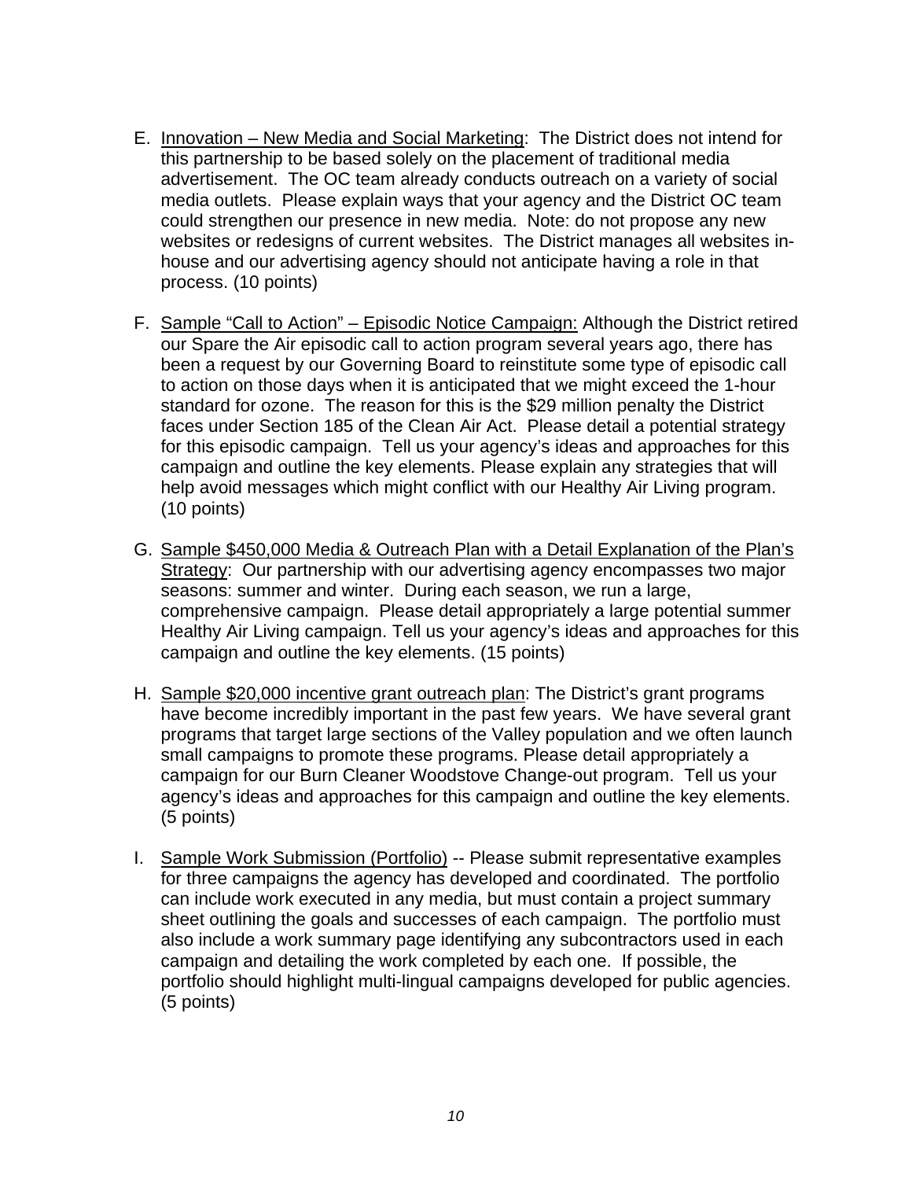E. <u>Innovation – New Media and Social Marketing</u>: The District does not intend for this partnership to be based solely on the placement of traditional media advertisement. The OC team already conducts outreach on a variety of social media outlets. Please explain ways that your agency and the District OC team could strengthen our presence in new media. Note: do not propose any new websites or redesigns of current websites. The District manages all websites in-house and our advertising agency should not anticipate having a role in that process. (10 points)

F. <u>Sample "Call to Action" – Episodic Notice Campaign:</u> Although the District retired our Spare the Air episodic call to action program several years ago, there has been a request by our Governing Board to reinstitute some type of episodic call to action on those days when it is anticipated that we might exceed the 1-hour standard for ozone. The reason for this is the $29 million penalty the District faces under Section 185 of the Clean Air Act. Please detail a potential strategy for this episodic campaign. Tell us your agency's ideas and approaches for this campaign and outline the key elements. Please explain any strategies that will help avoid messages which might conflict with our Healthy Air Living program. (10 points)

G. <u>Sample $450,000 Media & Outreach Plan with a Detail Explanation of the Plan's Strategy</u>: Our partnership with our advertising agency encompasses two major seasons: summer and winter. During each season, we run a large, comprehensive campaign. Please detail appropriately a large potential summer Healthy Air Living campaign. Tell us your agency's ideas and approaches for this campaign and outline the key elements. (15 points)

H. <u>Sample $20,000 incentive grant outreach plan</u>: The District's grant programs have become incredibly important in the past few years. We have several grant programs that target large sections of the Valley population and we often launch small campaigns to promote these programs. Please detail appropriately a campaign for our Burn Cleaner Woodstove Change-out program. Tell us your agency's ideas and approaches for this campaign and outline the key elements. (5 points)

I. <u>Sample Work Submission (Portfolio)</u> -- Please submit representative examples for three campaigns the agency has developed and coordinated. The portfolio can include work executed in any media, but must contain a project summary sheet outlining the goals and successes of each campaign. The portfolio must also include a work summary page identifying any subcontractors used in each campaign and detailing the work completed by each one. If possible, the portfolio should highlight multi-lingual campaigns developed for public agencies. (5 points)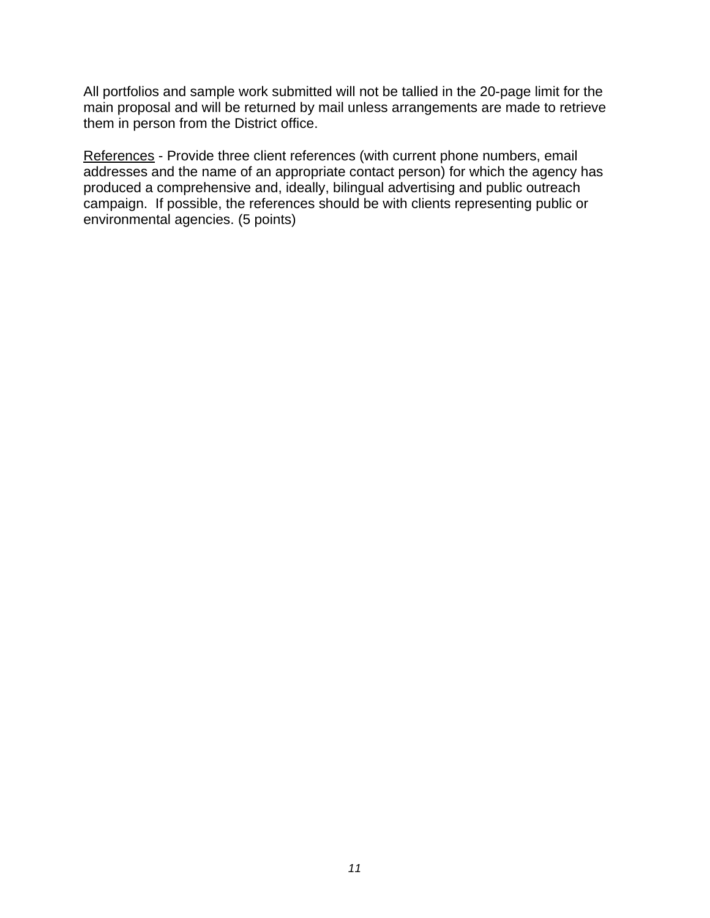All portfolios and sample work submitted will not be tallied in the 20-page limit for the main proposal and will be returned by mail unless arrangements are made to retrieve them in person from the District office.

<u>References</u> - Provide three client references (with current phone numbers, email addresses and the name of an appropriate contact person) for which the agency has produced a comprehensive and, ideally, bilingual advertising and public outreach campaign. If possible, the references should be with clients representing public or environmental agencies. (5 points)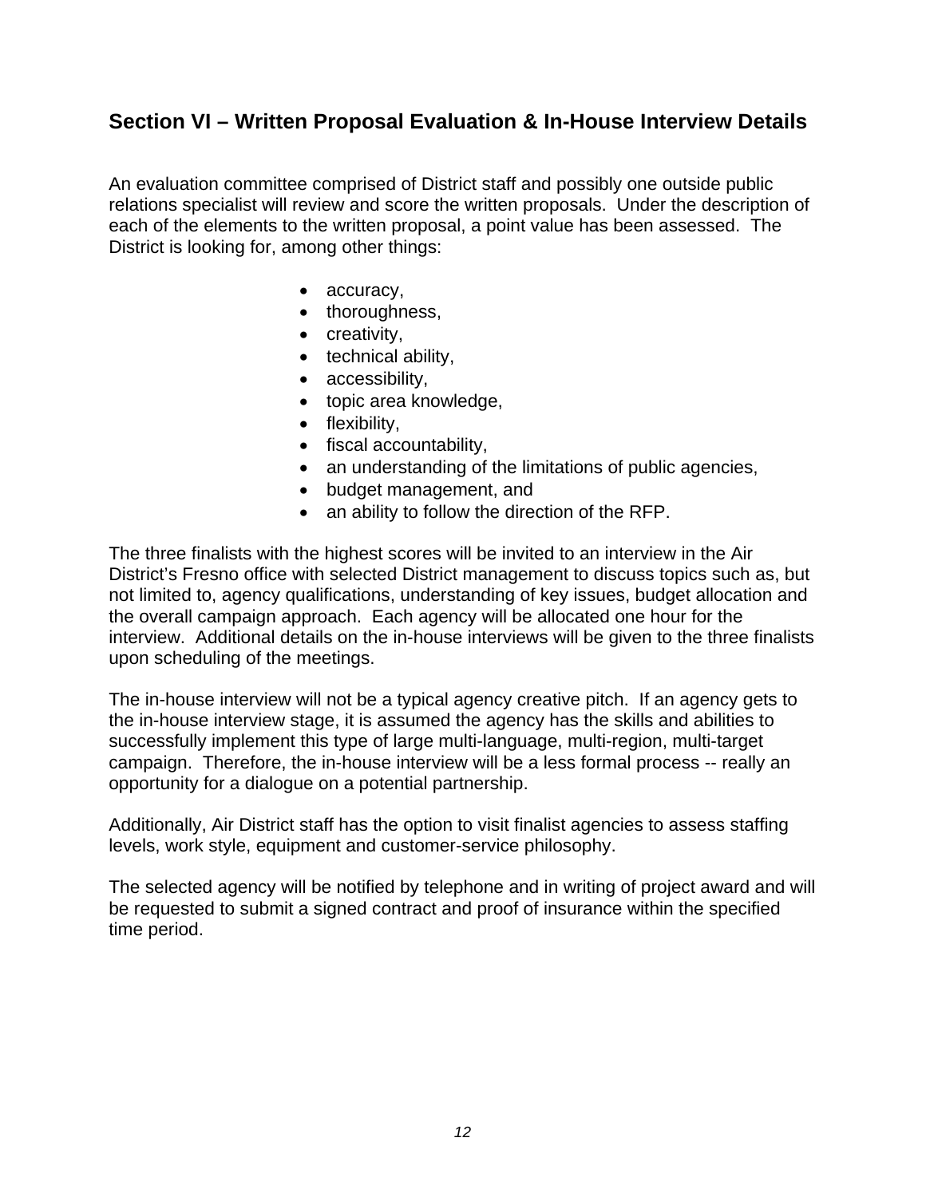## Section VI – Written Proposal Evaluation & In-House Interview Details

An evaluation committee comprised of District staff and possibly one outside public relations specialist will review and score the written proposals. Under the description of each of the elements to the written proposal, a point value has been assessed. The District is looking for, among other things:

- accuracy,
- thoroughness,
- creativity,
- technical ability,
- accessibility,
- topic area knowledge,
- flexibility,
- fiscal accountability,
- an understanding of the limitations of public agencies,
- budget management, and
- an ability to follow the direction of the RFP.

The three finalists with the highest scores will be invited to an interview in the Air District's Fresno office with selected District management to discuss topics such as, but not limited to, agency qualifications, understanding of key issues, budget allocation and the overall campaign approach. Each agency will be allocated one hour for the interview. Additional details on the in-house interviews will be given to the three finalists upon scheduling of the meetings.

The in-house interview will not be a typical agency creative pitch. If an agency gets to the in-house interview stage, it is assumed the agency has the skills and abilities to successfully implement this type of large multi-language, multi-region, multi-target campaign. Therefore, the in-house interview will be a less formal process -- really an opportunity for a dialogue on a potential partnership.

Additionally, Air District staff has the option to visit finalist agencies to assess staffing levels, work style, equipment and customer-service philosophy.

The selected agency will be notified by telephone and in writing of project award and will be requested to submit a signed contract and proof of insurance within the specified time period.